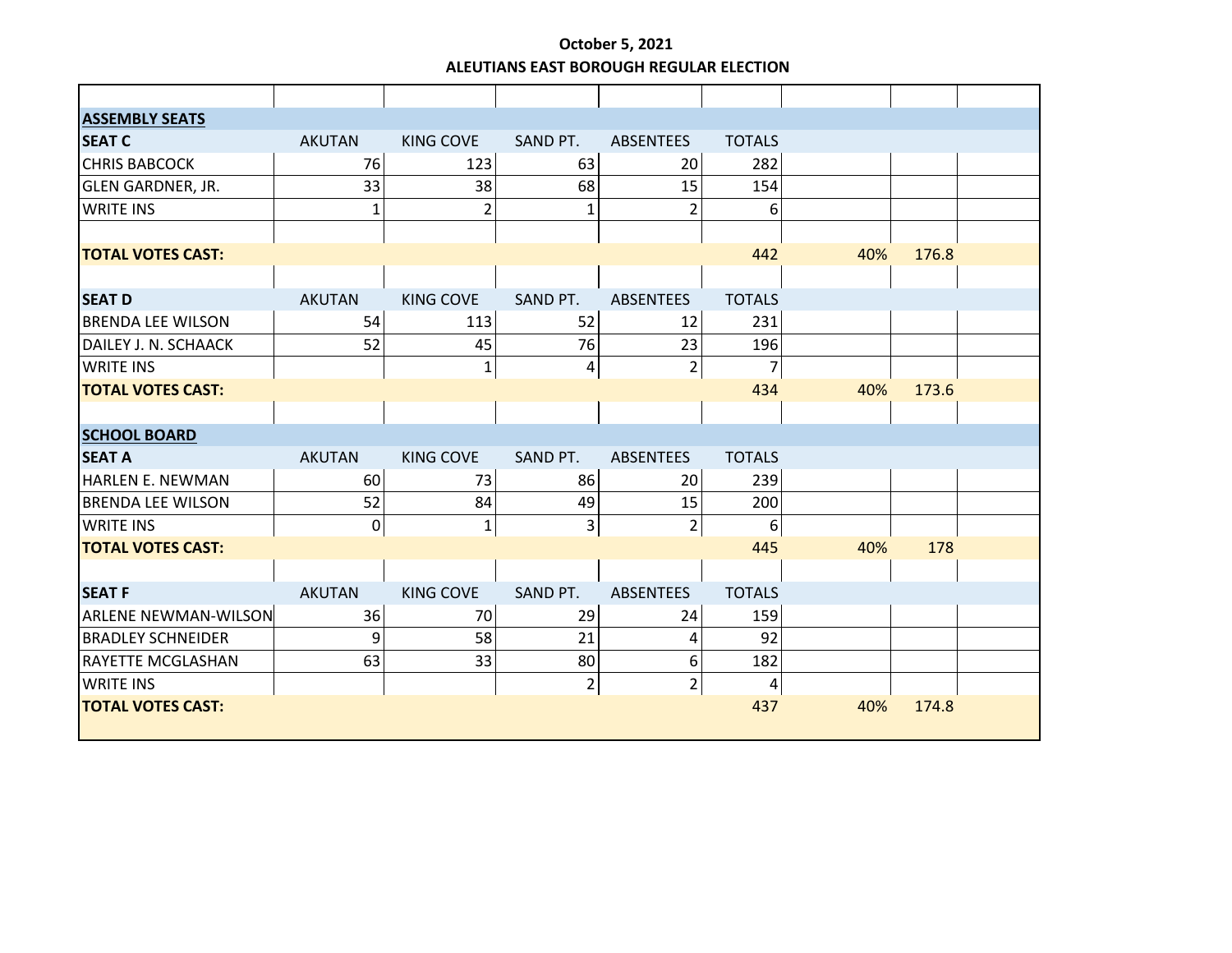**October 5, 2021**

**ALEUTIANS EAST BOROUGH REGULAR ELECTION**

| | | | | | | | | |
|---|---|---|---|---|---|---|---|---|
| **ASSEMBLY SEATS** | | | | | | | | |
| **SEAT C** | AKUTAN | KING COVE | SAND PT. | ABSENTEES | TOTALS | | | |
| CHRIS BABCOCK | 76 | 123 | 63 | 20 | 282 | | | |
| GLEN GARDNER, JR. | 33 | 38 | 68 | 15 | 154 | | | |
| WRITE INS | 1 | 2 | 1 | 2 | 6 | | | |
| | | | | | | | | |
| **TOTAL VOTES CAST:** | | | | | 442 | 40% | 176.8 | |
| | | | | | | | | |
| **SEAT D** | AKUTAN | KING COVE | SAND PT. | ABSENTEES | TOTALS | | | |
| BRENDA LEE WILSON | 54 | 113 | 52 | 12 | 231 | | | |
| DAILEY J. N. SCHAACK | 52 | 45 | 76 | 23 | 196 | | | |
| WRITE INS | | 1 | 4 | 2 | 7 | | | |
| **TOTAL VOTES CAST:** | | | | | 434 | 40% | 173.6 | |
| | | | | | | | | |
| **SCHOOL BOARD** | | | | | | | | |
| **SEAT A** | AKUTAN | KING COVE | SAND PT. | ABSENTEES | TOTALS | | | |
| HARLEN E. NEWMAN | 60 | 73 | 86 | 20 | 239 | | | |
| BRENDA LEE WILSON | 52 | 84 | 49 | 15 | 200 | | | |
| WRITE INS | 0 | 1 | 3 | 2 | 6 | | | |
| **TOTAL VOTES CAST:** | | | | | 445 | 40% | 178 | |
| | | | | | | | | |
| **SEAT F** | AKUTAN | KING COVE | SAND PT. | ABSENTEES | TOTALS | | | |
| ARLENE NEWMAN-WILSON | 36 | 70 | 29 | 24 | 159 | | | |
| BRADLEY SCHNEIDER | 9 | 58 | 21 | 4 | 92 | | | |
| RAYETTE MCGLASHAN | 63 | 33 | 80 | 6 | 182 | | | |
| WRITE INS | | | 2 | 2 | 4 | | | |
| **TOTAL VOTES CAST:** | | | | | 437 | 40% | 174.8 | |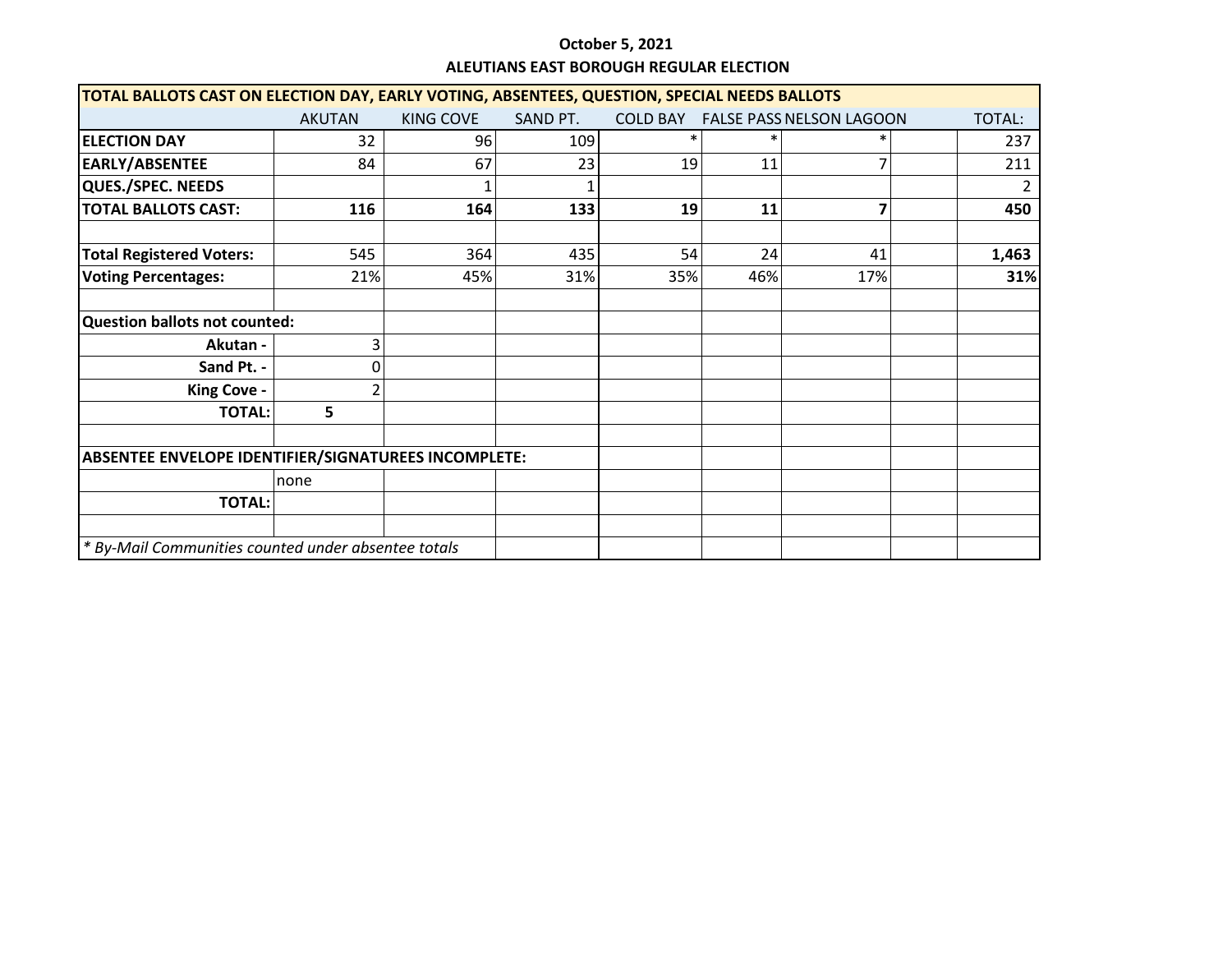**October 5, 2021**

**ALEUTIANS EAST BOROUGH REGULAR ELECTION**

| TOTAL BALLOTS CAST ON ELECTION DAY, EARLY VOTING, ABSENTEES, QUESTION, SPECIAL NEEDS BALLOTS | | | | | | | | |
|---|---|---|---|---|---|---|---|---|
| | AKUTAN | KING COVE | SAND PT. | COLD BAY | FALSE PASS | NELSON LAGOON | | TOTAL: |
| **ELECTION DAY** | 32 | 96 | 109 | * | * | * | | 237 |
| **EARLY/ABSENTEE** | 84 | 67 | 23 | 19 | 11 | 7 | | 211 |
| **QUES./SPEC. NEEDS** | | 1 | 1 | | | | | 2 |
| **TOTAL BALLOTS CAST:** | **116** | **164** | **133** | **19** | **11** | **7** | | **450** |
| | | | | | | | | |
| **Total Registered Voters:** | 545 | 364 | 435 | 54 | 24 | 41 | | **1,463** |
| **Voting Percentages:** | 21% | 45% | 31% | 35% | 46% | 17% | | **31%** |
| | | | | | | | | |
| **Question ballots not counted:** | | | | | | | | |
| **Akutan -** | 3 | | | | | | | |
| **Sand Pt. -** | 0 | | | | | | | |
| **King Cove -** | 2 | | | | | | | |
| **TOTAL:** | **5** | | | | | | | |
| | | | | | | | | |
| **ABSENTEE ENVELOPE IDENTIFIER/SIGNATUREES INCOMPLETE:** | | | | | | | | |
| | none | | | | | | | |
| **TOTAL:** | | | | | | | | |
| | | | | | | | | |
| *\* By-Mail Communities counted under absentee totals* | | | | | | | | |